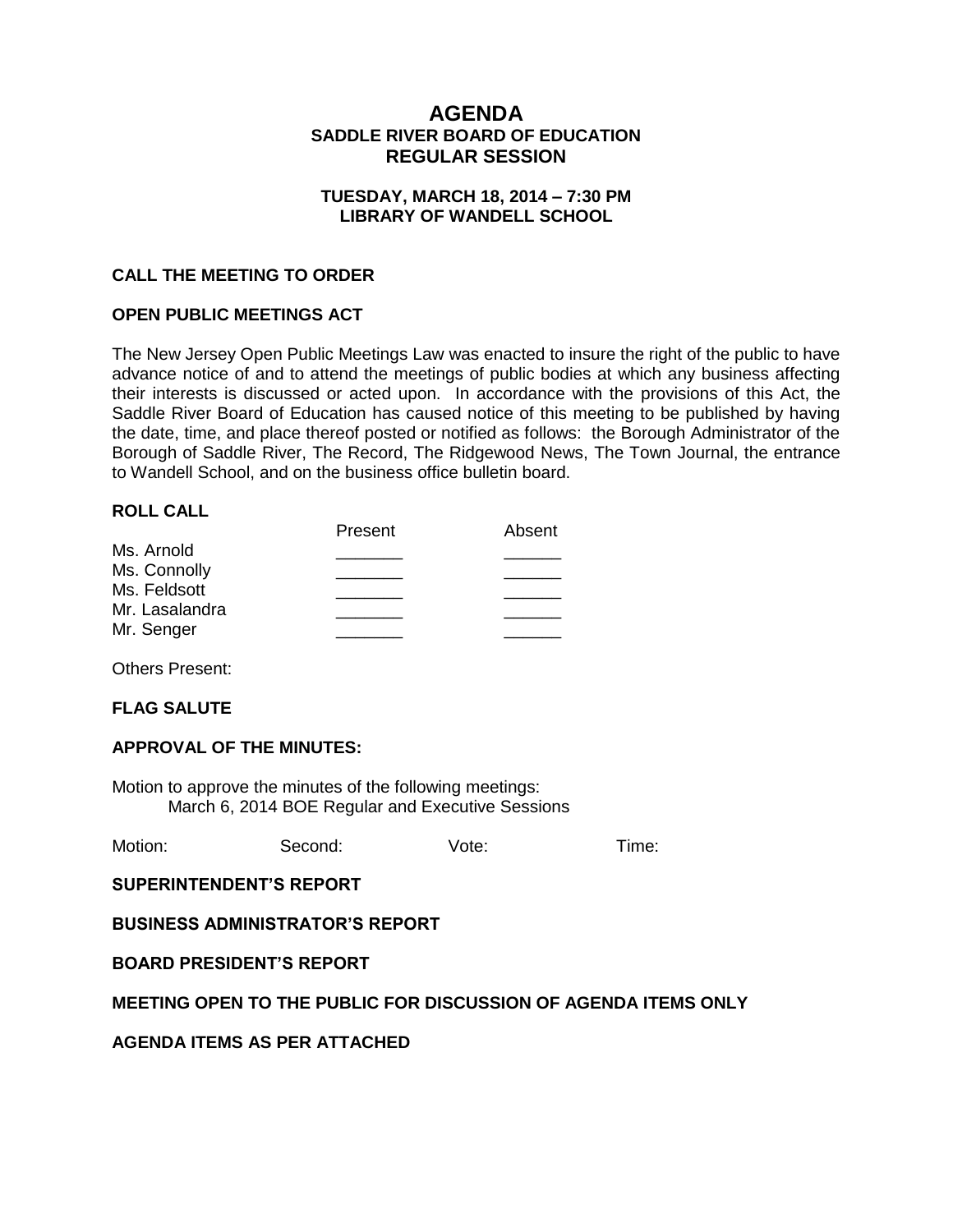# AGENDA
## SADDLE RIVER BOARD OF EDUCATION
## REGULAR SESSION

**TUESDAY, MARCH 18, 2014 – 7:30 PM**
**LIBRARY OF WANDELL SCHOOL**

### CALL THE MEETING TO ORDER

### OPEN PUBLIC MEETINGS ACT

The New Jersey Open Public Meetings Law was enacted to insure the right of the public to have advance notice of and to attend the meetings of public bodies at which any business affecting their interests is discussed or acted upon. In accordance with the provisions of this Act, the Saddle River Board of Education has caused notice of this meeting to be published by having the date, time, and place thereof posted or notified as follows: the Borough Administrator of the Borough of Saddle River, The Record, The Ridgewood News, The Town Journal, the entrance to Wandell School, and on the business office bulletin board.

### ROLL CALL

| | Present | Absent |
|---|---|---|
| Ms. Arnold | _______ | ______ |
| Ms. Connolly | _______ | ______ |
| Ms. Feldsott | _______ | ______ |
| Mr. Lasalandra | _______ | ______ |
| Mr. Senger | _______ | ______ |

Others Present:

### FLAG SALUTE

### APPROVAL OF THE MINUTES:

Motion to approve the minutes of the following meetings:
March 6, 2014 BOE Regular and Executive Sessions

Motion: Second: Vote: Time:

### SUPERINTENDENT'S REPORT

### BUSINESS ADMINISTRATOR'S REPORT

### BOARD PRESIDENT'S REPORT

### MEETING OPEN TO THE PUBLIC FOR DISCUSSION OF AGENDA ITEMS ONLY

### AGENDA ITEMS AS PER ATTACHED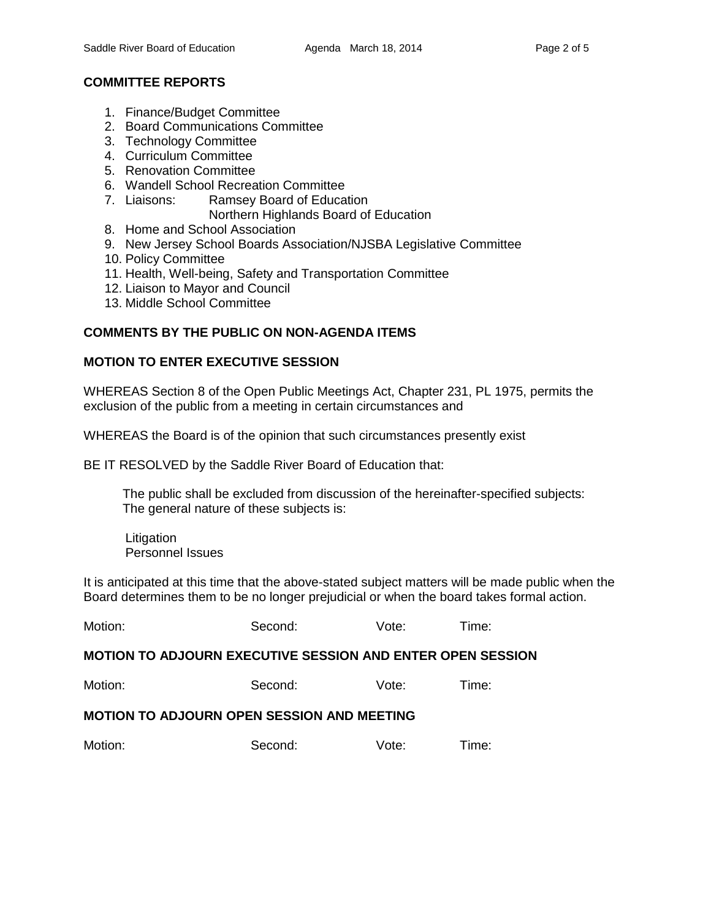**COMMITTEE REPORTS**

1. Finance/Budget Committee
2. Board Communications Committee
3. Technology Committee
4. Curriculum Committee
5. Renovation Committee
6. Wandell School Recreation Committee
7. Liaisons: Ramsey Board of Education
   Northern Highlands Board of Education
8. Home and School Association
9. New Jersey School Boards Association/NJSBA Legislative Committee
10. Policy Committee
11. Health, Well-being, Safety and Transportation Committee
12. Liaison to Mayor and Council
13. Middle School Committee

**COMMENTS BY THE PUBLIC ON NON-AGENDA ITEMS**

**MOTION TO ENTER EXECUTIVE SESSION**

WHEREAS Section 8 of the Open Public Meetings Act, Chapter 231, PL 1975, permits the exclusion of the public from a meeting in certain circumstances and

WHEREAS the Board is of the opinion that such circumstances presently exist

BE IT RESOLVED by the Saddle River Board of Education that:

The public shall be excluded from discussion of the hereinafter-specified subjects:
The general nature of these subjects is:

Litigation
Personnel Issues

It is anticipated at this time that the above-stated subject matters will be made public when the Board determines them to be no longer prejudicial or when the board takes formal action.

Motion: Second: Vote: Time:

**MOTION TO ADJOURN EXECUTIVE SESSION AND ENTER OPEN SESSION**

Motion: Second: Vote: Time:

**MOTION TO ADJOURN OPEN SESSION AND MEETING**

Motion: Second: Vote: Time: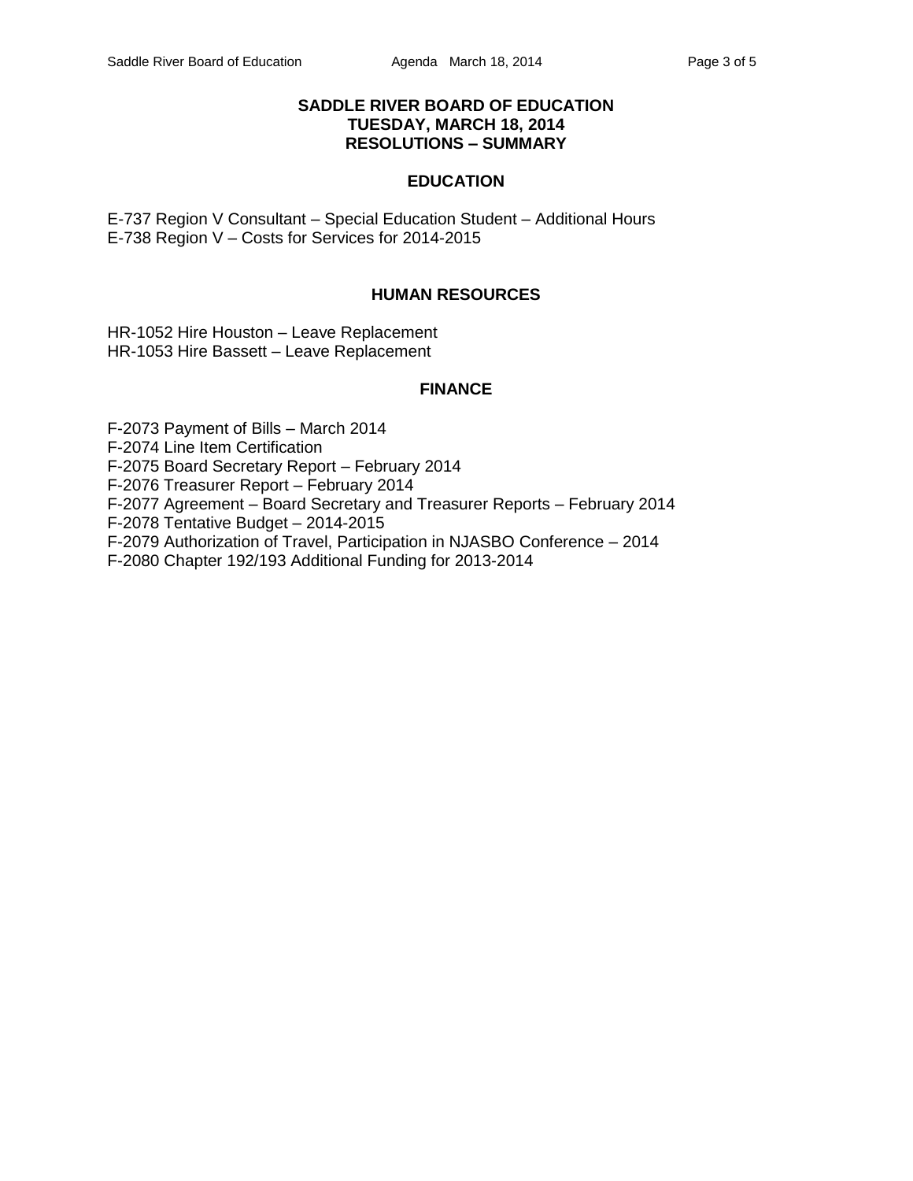# SADDLE RIVER BOARD OF EDUCATION
## TUESDAY, MARCH 18, 2014
## RESOLUTIONS – SUMMARY

### EDUCATION

E-737 Region V Consultant – Special Education Student – Additional Hours
E-738 Region V – Costs for Services for 2014-2015

### HUMAN RESOURCES

HR-1052 Hire Houston – Leave Replacement
HR-1053 Hire Bassett – Leave Replacement

### FINANCE

F-2073 Payment of Bills – March 2014
F-2074 Line Item Certification
F-2075 Board Secretary Report – February 2014
F-2076 Treasurer Report – February 2014
F-2077 Agreement – Board Secretary and Treasurer Reports – February 2014
F-2078 Tentative Budget – 2014-2015
F-2079 Authorization of Travel, Participation in NJASBO Conference – 2014
F-2080 Chapter 192/193 Additional Funding for 2013-2014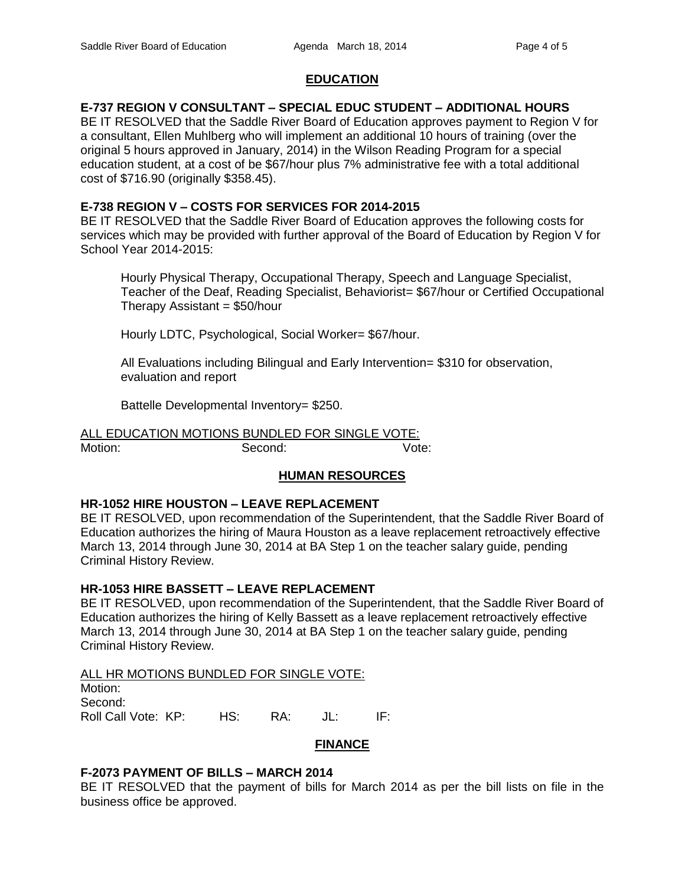## EDUCATION

### E-737 REGION V CONSULTANT – SPECIAL EDUC STUDENT – ADDITIONAL HOURS

BE IT RESOLVED that the Saddle River Board of Education approves payment to Region V for a consultant, Ellen Muhlberg who will implement an additional 10 hours of training (over the original 5 hours approved in January, 2014) in the Wilson Reading Program for a special education student, at a cost of be $67/hour plus 7% administrative fee with a total additional cost of $716.90 (originally $358.45).

### E-738 REGION V – COSTS FOR SERVICES FOR 2014-2015

BE IT RESOLVED that the Saddle River Board of Education approves the following costs for services which may be provided with further approval of the Board of Education by Region V for School Year 2014-2015:

Hourly Physical Therapy, Occupational Therapy, Speech and Language Specialist, Teacher of the Deaf, Reading Specialist, Behaviorist= $67/hour or Certified Occupational Therapy Assistant = $50/hour

Hourly LDTC, Psychological, Social Worker= $67/hour.

All Evaluations including Bilingual and Early Intervention= $310 for observation, evaluation and report

Battelle Developmental Inventory= $250.

ALL EDUCATION MOTIONS BUNDLED FOR SINGLE VOTE:
Motion: Second: Vote:

## HUMAN RESOURCES

### HR-1052 HIRE HOUSTON – LEAVE REPLACEMENT

BE IT RESOLVED, upon recommendation of the Superintendent, that the Saddle River Board of Education authorizes the hiring of Maura Houston as a leave replacement retroactively effective March 13, 2014 through June 30, 2014 at BA Step 1 on the teacher salary guide, pending Criminal History Review.

### HR-1053 HIRE BASSETT – LEAVE REPLACEMENT

BE IT RESOLVED, upon recommendation of the Superintendent, that the Saddle River Board of Education authorizes the hiring of Kelly Bassett as a leave replacement retroactively effective March 13, 2014 through June 30, 2014 at BA Step 1 on the teacher salary guide, pending Criminal History Review.

ALL HR MOTIONS BUNDLED FOR SINGLE VOTE:
Motion:
Second:
Roll Call Vote: KP: HS: RA: JL: IF:

## FINANCE

### F-2073 PAYMENT OF BILLS – MARCH 2014

BE IT RESOLVED that the payment of bills for March 2014 as per the bill lists on file in the business office be approved.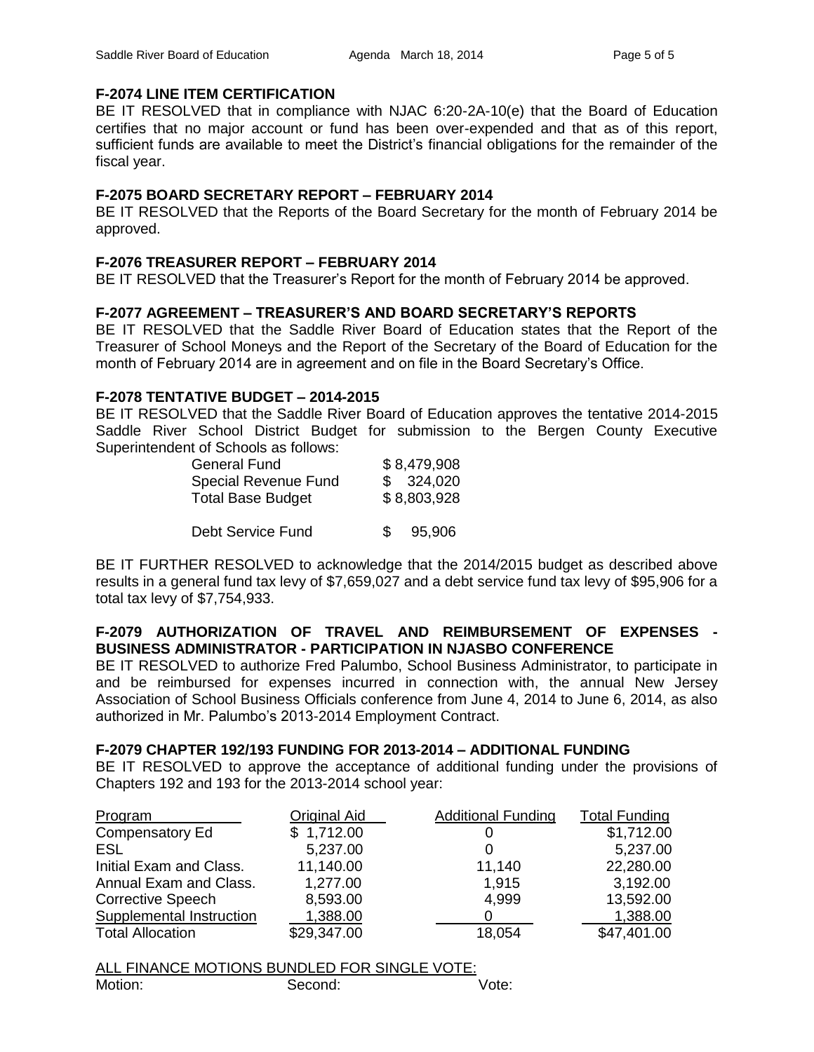### F-2074 LINE ITEM CERTIFICATION

BE IT RESOLVED that in compliance with NJAC 6:20-2A-10(e) that the Board of Education certifies that no major account or fund has been over-expended and that as of this report, sufficient funds are available to meet the District's financial obligations for the remainder of the fiscal year.

### F-2075 BOARD SECRETARY REPORT – FEBRUARY 2014

BE IT RESOLVED that the Reports of the Board Secretary for the month of February 2014 be approved.

### F-2076 TREASURER REPORT – FEBRUARY 2014

BE IT RESOLVED that the Treasurer's Report for the month of February 2014 be approved.

### F-2077 AGREEMENT – TREASURER'S AND BOARD SECRETARY'S REPORTS

BE IT RESOLVED that the Saddle River Board of Education states that the Report of the Treasurer of School Moneys and the Report of the Secretary of the Board of Education for the month of February 2014 are in agreement and on file in the Board Secretary's Office.

### F-2078 TENTATIVE BUDGET – 2014-2015

BE IT RESOLVED that the Saddle River Board of Education approves the tentative 2014-2015 Saddle River School District Budget for submission to the Bergen County Executive Superintendent of Schools as follows:

| | |
|---|---|
| General Fund | $ 8,479,908 |
| Special Revenue Fund | $ 324,020 |
| Total Base Budget | $ 8,803,928 |
| | |
| Debt Service Fund | $ 95,906 |

BE IT FURTHER RESOLVED to acknowledge that the 2014/2015 budget as described above results in a general fund tax levy of $7,659,027 and a debt service fund tax levy of $95,906 for a total tax levy of $7,754,933.

### F-2079 AUTHORIZATION OF TRAVEL AND REIMBURSEMENT OF EXPENSES - BUSINESS ADMINISTRATOR - PARTICIPATION IN NJASBO CONFERENCE

BE IT RESOLVED to authorize Fred Palumbo, School Business Administrator, to participate in and be reimbursed for expenses incurred in connection with, the annual New Jersey Association of School Business Officials conference from June 4, 2014 to June 6, 2014, as also authorized in Mr. Palumbo's 2013-2014 Employment Contract.

### F-2079 CHAPTER 192/193 FUNDING FOR 2013-2014 – ADDITIONAL FUNDING

BE IT RESOLVED to approve the acceptance of additional funding under the provisions of Chapters 192 and 193 for the 2013-2014 school year:

| Program | Original Aid | Additional Funding | Total Funding |
|---|---|---|---|
| Compensatory Ed | $ 1,712.00 | 0 | $1,712.00 |
| ESL | 5,237.00 | 0 | 5,237.00 |
| Initial Exam and Class. | 11,140.00 | 11,140 | 22,280.00 |
| Annual Exam and Class. | 1,277.00 | 1,915 | 3,192.00 |
| Corrective Speech | 8,593.00 | 4,999 | 13,592.00 |
| Supplemental Instruction | 1,388.00 | 0 | 1,388.00 |
| Total Allocation | $29,347.00 | 18,054 | $47,401.00 |

ALL FINANCE MOTIONS BUNDLED FOR SINGLE VOTE:

Motion: Second: Vote: